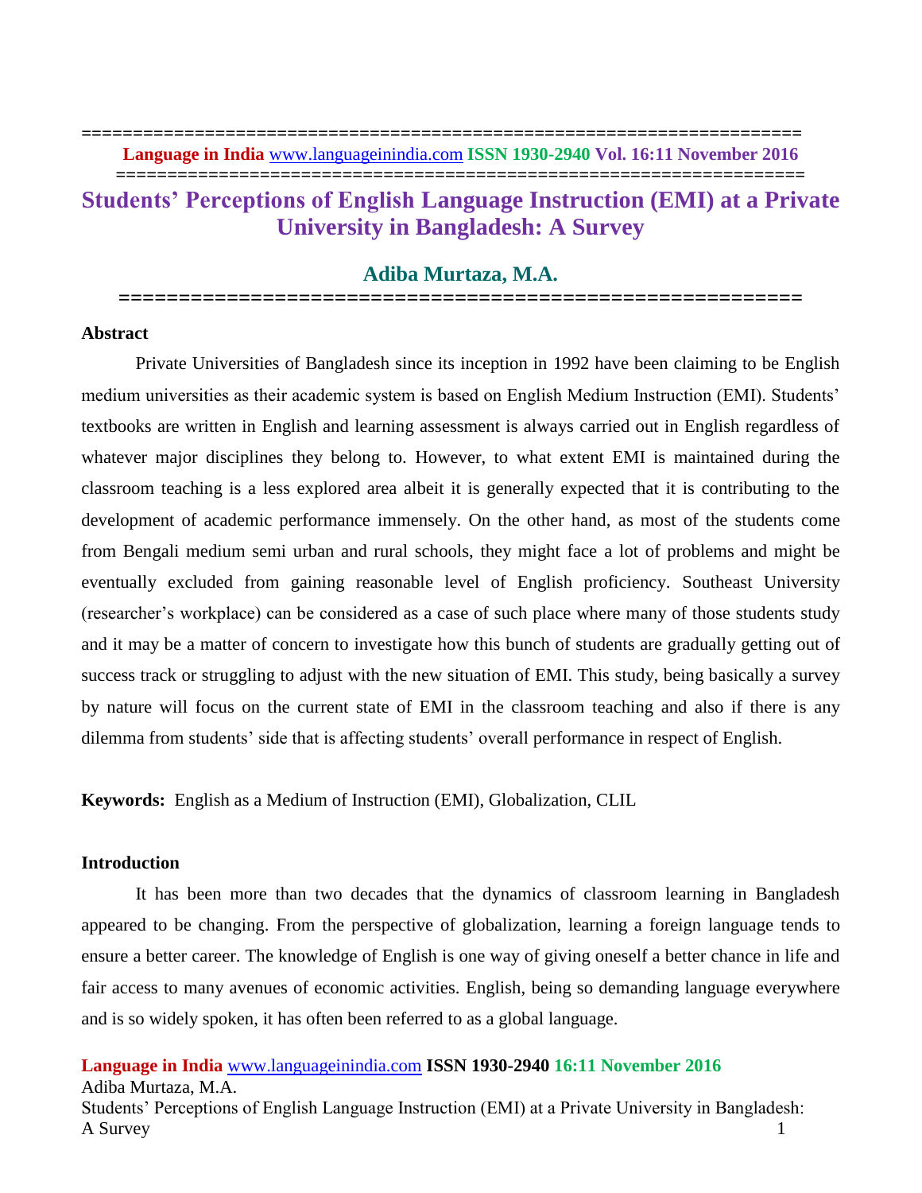# Students' Perceptions of English Language Instruction (EMI) at a Private University in Bangladesh: A Survey

## Adiba Murtaza, M.A.

### Abstract

Private Universities of Bangladesh since its inception in 1992 have been claiming to be English medium universities as their academic system is based on English Medium Instruction (EMI). Students' textbooks are written in English and learning assessment is always carried out in English regardless of whatever major disciplines they belong to. However, to what extent EMI is maintained during the classroom teaching is a less explored area albeit it is generally expected that it is contributing to the development of academic performance immensely. On the other hand, as most of the students come from Bengali medium semi urban and rural schools, they might face a lot of problems and might be eventually excluded from gaining reasonable level of English proficiency. Southeast University (researcher's workplace) can be considered as a case of such place where many of those students study and it may be a matter of concern to investigate how this bunch of students are gradually getting out of success track or struggling to adjust with the new situation of EMI. This study, being basically a survey by nature will focus on the current state of EMI in the classroom teaching and also if there is any dilemma from students' side that is affecting students' overall performance in respect of English.

**Keywords:** English as a Medium of Instruction (EMI), Globalization, CLIL

### Introduction

It has been more than two decades that the dynamics of classroom learning in Bangladesh appeared to be changing. From the perspective of globalization, learning a foreign language tends to ensure a better career. The knowledge of English is one way of giving oneself a better chance in life and fair access to many avenues of economic activities. English, being so demanding language everywhere and is so widely spoken, it has often been referred to as a global language.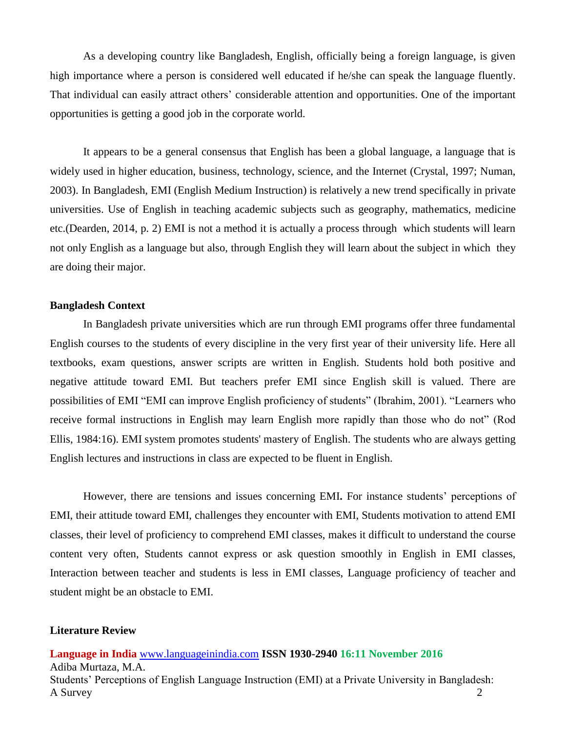As a developing country like Bangladesh, English, officially being a foreign language, is given high importance where a person is considered well educated if he/she can speak the language fluently. That individual can easily attract others' considerable attention and opportunities. One of the important opportunities is getting a good job in the corporate world.

It appears to be a general consensus that English has been a global language, a language that is widely used in higher education, business, technology, science, and the Internet (Crystal, 1997; Numan, 2003). In Bangladesh, EMI (English Medium Instruction) is relatively a new trend specifically in private universities. Use of English in teaching academic subjects such as geography, mathematics, medicine etc.(Dearden, 2014, p. 2) EMI is not a method it is actually a process through which students will learn not only English as a language but also, through English they will learn about the subject in which they are doing their major.

**Bangladesh Context**

In Bangladesh private universities which are run through EMI programs offer three fundamental English courses to the students of every discipline in the very first year of their university life. Here all textbooks, exam questions, answer scripts are written in English. Students hold both positive and negative attitude toward EMI. But teachers prefer EMI since English skill is valued. There are possibilities of EMI "EMI can improve English proficiency of students" (Ibrahim, 2001). "Learners who receive formal instructions in English may learn English more rapidly than those who do not" (Rod Ellis, 1984:16). EMI system promotes students' mastery of English. The students who are always getting English lectures and instructions in class are expected to be fluent in English.

However, there are tensions and issues concerning EMI**.** For instance students' perceptions of EMI, their attitude toward EMI, challenges they encounter with EMI, Students motivation to attend EMI classes, their level of proficiency to comprehend EMI classes, makes it difficult to understand the course content very often, Students cannot express or ask question smoothly in English in EMI classes, Interaction between teacher and students is less in EMI classes, Language proficiency of teacher and student might be an obstacle to EMI.

**Literature Review**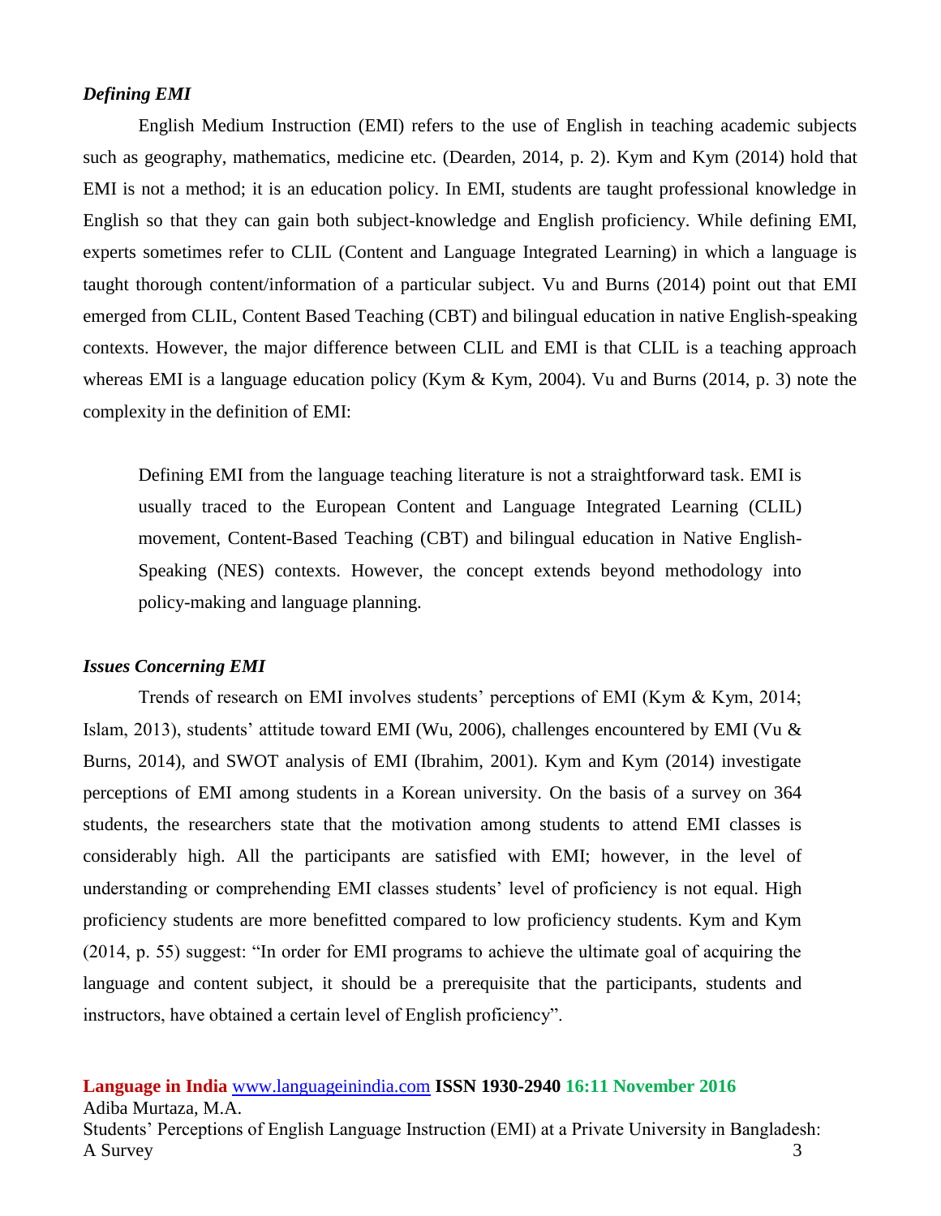### *Defining EMI*

English Medium Instruction (EMI) refers to the use of English in teaching academic subjects such as geography, mathematics, medicine etc. (Dearden, 2014, p. 2). Kym and Kym (2014) hold that EMI is not a method; it is an education policy. In EMI, students are taught professional knowledge in English so that they can gain both subject-knowledge and English proficiency. While defining EMI, experts sometimes refer to CLIL (Content and Language Integrated Learning) in which a language is taught thorough content/information of a particular subject. Vu and Burns (2014) point out that EMI emerged from CLIL, Content Based Teaching (CBT) and bilingual education in native English-speaking contexts. However, the major difference between CLIL and EMI is that CLIL is a teaching approach whereas EMI is a language education policy (Kym & Kym, 2004). Vu and Burns (2014, p. 3) note the complexity in the definition of EMI:

> Defining EMI from the language teaching literature is not a straightforward task. EMI is usually traced to the European Content and Language Integrated Learning (CLIL) movement, Content-Based Teaching (CBT) and bilingual education in Native English-Speaking (NES) contexts. However, the concept extends beyond methodology into policy-making and language planning.

### *Issues Concerning EMI*

Trends of research on EMI involves students' perceptions of EMI (Kym & Kym, 2014; Islam, 2013), students' attitude toward EMI (Wu, 2006), challenges encountered by EMI (Vu & Burns, 2014), and SWOT analysis of EMI (Ibrahim, 2001). Kym and Kym (2014) investigate perceptions of EMI among students in a Korean university. On the basis of a survey on 364 students, the researchers state that the motivation among students to attend EMI classes is considerably high. All the participants are satisfied with EMI; however, in the level of understanding or comprehending EMI classes students' level of proficiency is not equal. High proficiency students are more benefitted compared to low proficiency students. Kym and Kym (2014, p. 55) suggest: "In order for EMI programs to achieve the ultimate goal of acquiring the language and content subject, it should be a prerequisite that the participants, students and instructors, have obtained a certain level of English proficiency".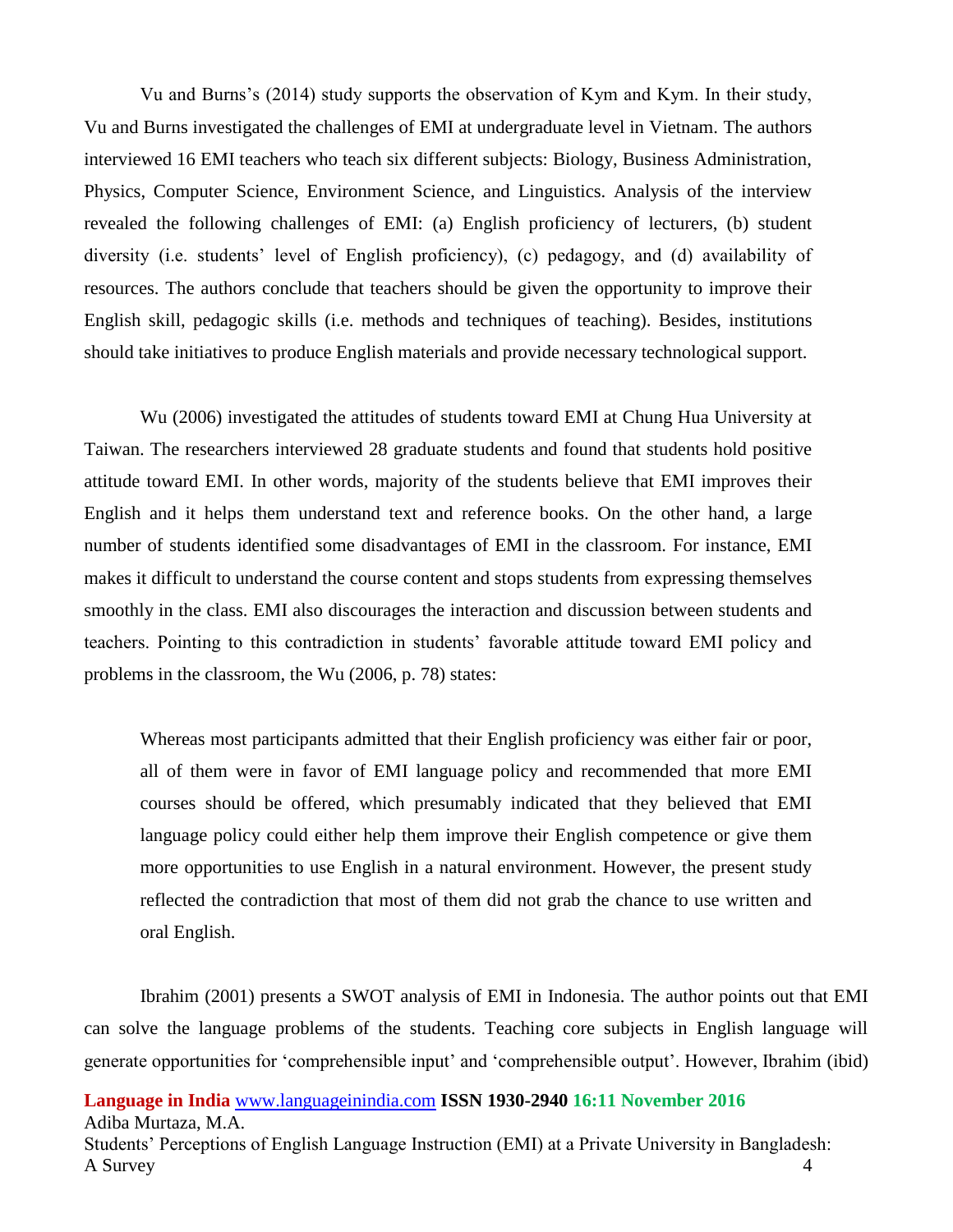Vu and Burns's (2014) study supports the observation of Kym and Kym. In their study, Vu and Burns investigated the challenges of EMI at undergraduate level in Vietnam. The authors interviewed 16 EMI teachers who teach six different subjects: Biology, Business Administration, Physics, Computer Science, Environment Science, and Linguistics. Analysis of the interview revealed the following challenges of EMI: (a) English proficiency of lecturers, (b) student diversity (i.e. students' level of English proficiency), (c) pedagogy, and (d) availability of resources. The authors conclude that teachers should be given the opportunity to improve their English skill, pedagogic skills (i.e. methods and techniques of teaching). Besides, institutions should take initiatives to produce English materials and provide necessary technological support.

Wu (2006) investigated the attitudes of students toward EMI at Chung Hua University at Taiwan. The researchers interviewed 28 graduate students and found that students hold positive attitude toward EMI. In other words, majority of the students believe that EMI improves their English and it helps them understand text and reference books. On the other hand, a large number of students identified some disadvantages of EMI in the classroom. For instance, EMI makes it difficult to understand the course content and stops students from expressing themselves smoothly in the class. EMI also discourages the interaction and discussion between students and teachers. Pointing to this contradiction in students' favorable attitude toward EMI policy and problems in the classroom, the Wu (2006, p. 78) states:

> Whereas most participants admitted that their English proficiency was either fair or poor, all of them were in favor of EMI language policy and recommended that more EMI courses should be offered, which presumably indicated that they believed that EMI language policy could either help them improve their English competence or give them more opportunities to use English in a natural environment. However, the present study reflected the contradiction that most of them did not grab the chance to use written and oral English.

Ibrahim (2001) presents a SWOT analysis of EMI in Indonesia. The author points out that EMI can solve the language problems of the students. Teaching core subjects in English language will generate opportunities for 'comprehensible input' and 'comprehensible output'. However, Ibrahim (ibid)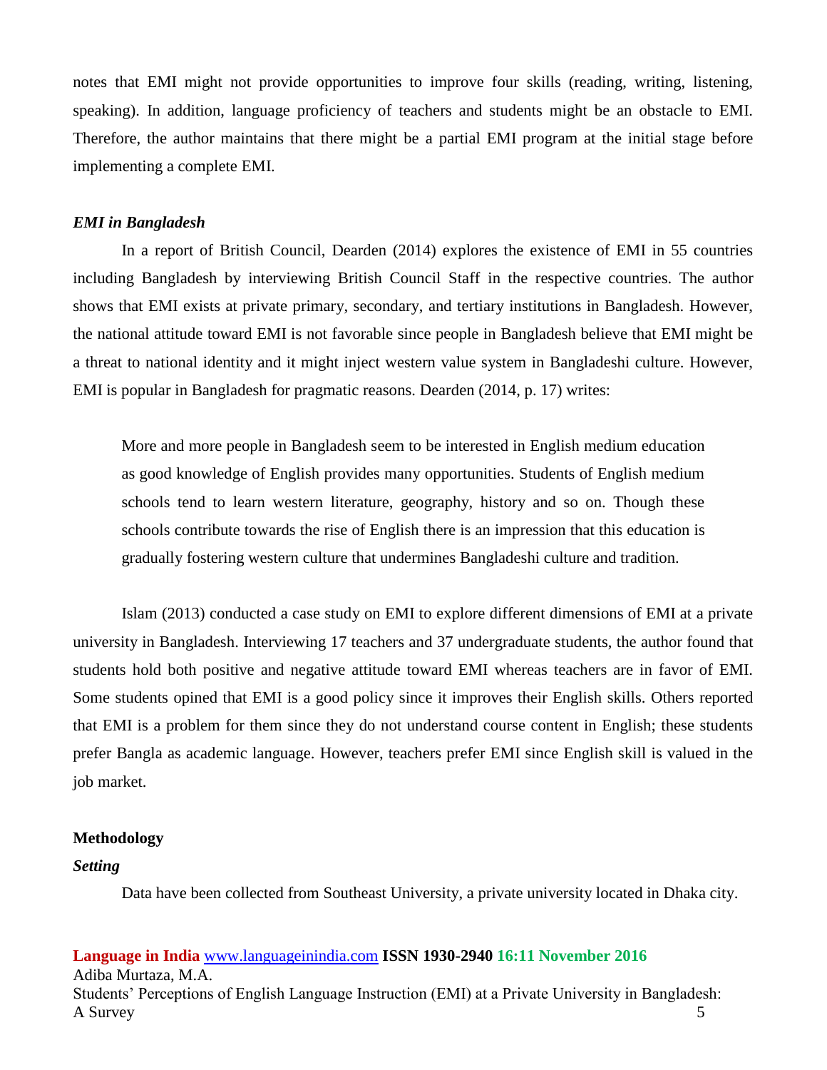notes that EMI might not provide opportunities to improve four skills (reading, writing, listening, speaking). In addition, language proficiency of teachers and students might be an obstacle to EMI. Therefore, the author maintains that there might be a partial EMI program at the initial stage before implementing a complete EMI.

### *EMI in Bangladesh*

In a report of British Council, Dearden (2014) explores the existence of EMI in 55 countries including Bangladesh by interviewing British Council Staff in the respective countries. The author shows that EMI exists at private primary, secondary, and tertiary institutions in Bangladesh. However, the national attitude toward EMI is not favorable since people in Bangladesh believe that EMI might be a threat to national identity and it might inject western value system in Bangladeshi culture. However, EMI is popular in Bangladesh for pragmatic reasons. Dearden (2014, p. 17) writes:

> More and more people in Bangladesh seem to be interested in English medium education as good knowledge of English provides many opportunities. Students of English medium schools tend to learn western literature, geography, history and so on. Though these schools contribute towards the rise of English there is an impression that this education is gradually fostering western culture that undermines Bangladeshi culture and tradition.

Islam (2013) conducted a case study on EMI to explore different dimensions of EMI at a private university in Bangladesh. Interviewing 17 teachers and 37 undergraduate students, the author found that students hold both positive and negative attitude toward EMI whereas teachers are in favor of EMI. Some students opined that EMI is a good policy since it improves their English skills. Others reported that EMI is a problem for them since they do not understand course content in English; these students prefer Bangla as academic language. However, teachers prefer EMI since English skill is valued in the job market.

## Methodology

### *Setting*

Data have been collected from Southeast University, a private university located in Dhaka city.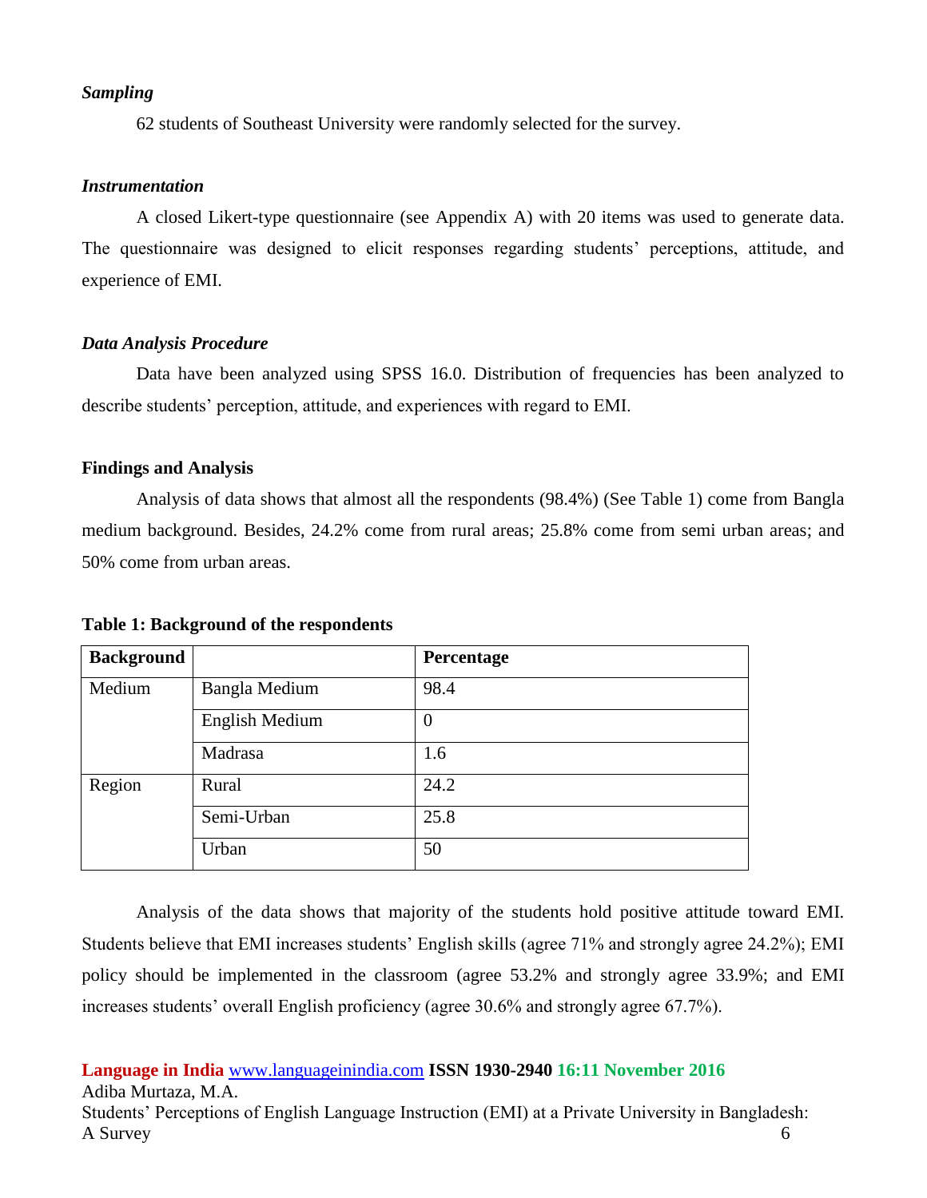### *Sampling*

62 students of Southeast University were randomly selected for the survey.

### *Instrumentation*

A closed Likert-type questionnaire (see Appendix A) with 20 items was used to generate data. The questionnaire was designed to elicit responses regarding students' perceptions, attitude, and experience of EMI.

### *Data Analysis Procedure*

Data have been analyzed using SPSS 16.0. Distribution of frequencies has been analyzed to describe students' perception, attitude, and experiences with regard to EMI.

## Findings and Analysis

Analysis of data shows that almost all the respondents (98.4%) (See Table 1) come from Bangla medium background. Besides, 24.2% come from rural areas; 25.8% come from semi urban areas; and 50% come from urban areas.

**Table 1: Background of the respondents**

| Background | | Percentage |
|---|---|---|
| Medium | Bangla Medium | 98.4 |
| | English Medium | 0 |
| | Madrasa | 1.6 |
| Region | Rural | 24.2 |
| | Semi-Urban | 25.8 |
| | Urban | 50 |

Analysis of the data shows that majority of the students hold positive attitude toward EMI. Students believe that EMI increases students' English skills (agree 71% and strongly agree 24.2%); EMI policy should be implemented in the classroom (agree 53.2% and strongly agree 33.9%; and EMI increases students' overall English proficiency (agree 30.6% and strongly agree 67.7%).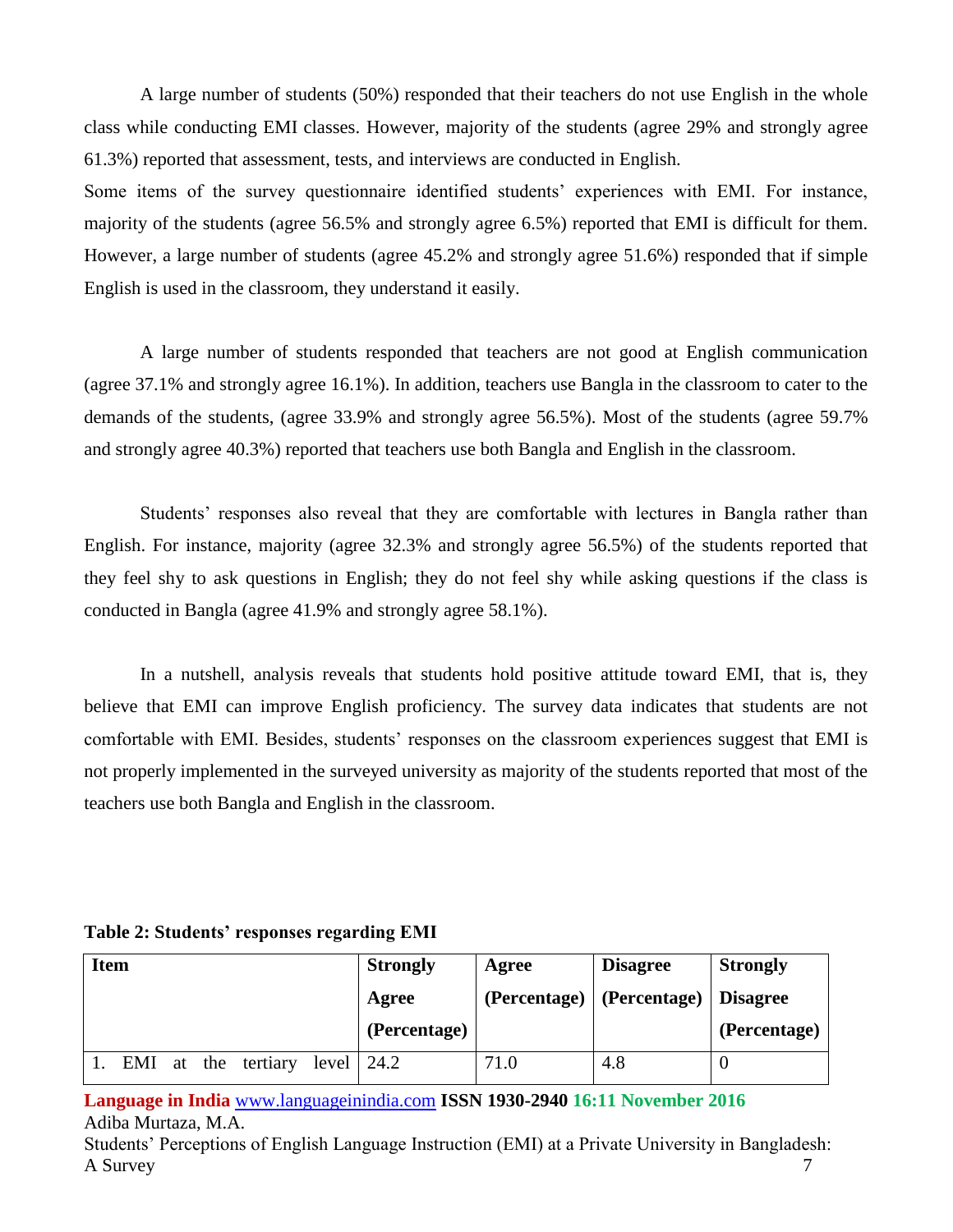A large number of students (50%) responded that their teachers do not use English in the whole class while conducting EMI classes. However, majority of the students (agree 29% and strongly agree 61.3%) reported that assessment, tests, and interviews are conducted in English.

Some items of the survey questionnaire identified students' experiences with EMI. For instance, majority of the students (agree 56.5% and strongly agree 6.5%) reported that EMI is difficult for them. However, a large number of students (agree 45.2% and strongly agree 51.6%) responded that if simple English is used in the classroom, they understand it easily.

A large number of students responded that teachers are not good at English communication (agree 37.1% and strongly agree 16.1%). In addition, teachers use Bangla in the classroom to cater to the demands of the students, (agree 33.9% and strongly agree 56.5%). Most of the students (agree 59.7% and strongly agree 40.3%) reported that teachers use both Bangla and English in the classroom.

Students' responses also reveal that they are comfortable with lectures in Bangla rather than English. For instance, majority (agree 32.3% and strongly agree 56.5%) of the students reported that they feel shy to ask questions in English; they do not feel shy while asking questions if the class is conducted in Bangla (agree 41.9% and strongly agree 58.1%).

In a nutshell, analysis reveals that students hold positive attitude toward EMI, that is, they believe that EMI can improve English proficiency. The survey data indicates that students are not comfortable with EMI. Besides, students' responses on the classroom experiences suggest that EMI is not properly implemented in the surveyed university as majority of the students reported that most of the teachers use both Bangla and English in the classroom.

**Table 2: Students' responses regarding EMI**

| Item | Strongly Agree (Percentage) | Agree (Percentage) | Disagree (Percentage) | Strongly Disagree (Percentage) |
|---|---|---|---|---|
| 1. EMI at the tertiary level | 24.2 | 71.0 | 4.8 | 0 |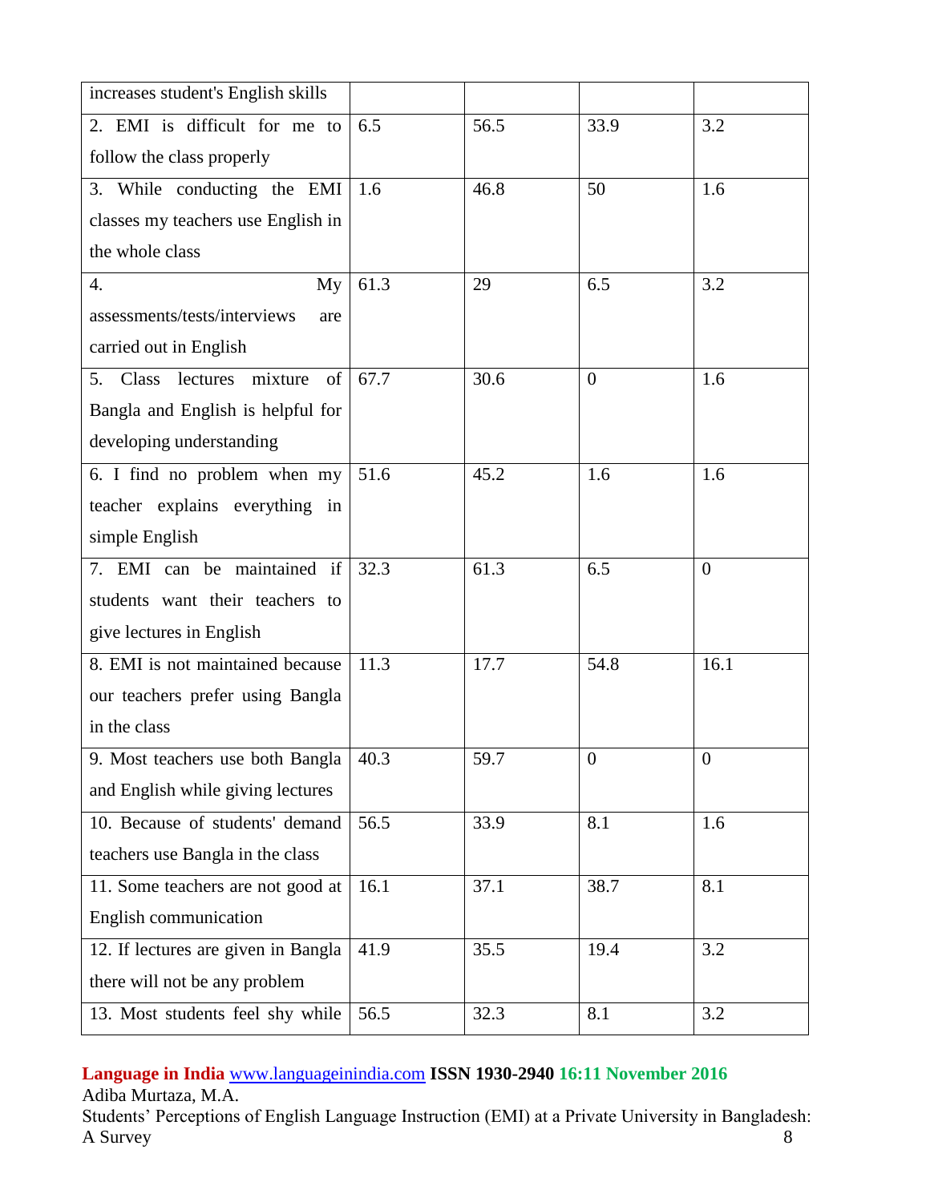| | | | | |
|---|---|---|---|---|
| increases student's English skills | | | | |
| 2. EMI is difficult for me to follow the class properly | 6.5 | 56.5 | 33.9 | 3.2 |
| 3. While conducting the EMI classes my teachers use English in the whole class | 1.6 | 46.8 | 50 | 1.6 |
| 4. My assessments/tests/interviews are carried out in English | 61.3 | 29 | 6.5 | 3.2 |
| 5. Class lectures mixture of Bangla and English is helpful for developing understanding | 67.7 | 30.6 | 0 | 1.6 |
| 6. I find no problem when my teacher explains everything in simple English | 51.6 | 45.2 | 1.6 | 1.6 |
| 7. EMI can be maintained if students want their teachers to give lectures in English | 32.3 | 61.3 | 6.5 | 0 |
| 8. EMI is not maintained because our teachers prefer using Bangla in the class | 11.3 | 17.7 | 54.8 | 16.1 |
| 9. Most teachers use both Bangla and English while giving lectures | 40.3 | 59.7 | 0 | 0 |
| 10. Because of students' demand teachers use Bangla in the class | 56.5 | 33.9 | 8.1 | 1.6 |
| 11. Some teachers are not good at English communication | 16.1 | 37.1 | 38.7 | 8.1 |
| 12. If lectures are given in Bangla there will not be any problem | 41.9 | 35.5 | 19.4 | 3.2 |
| 13. Most students feel shy while | 56.5 | 32.3 | 8.1 | 3.2 |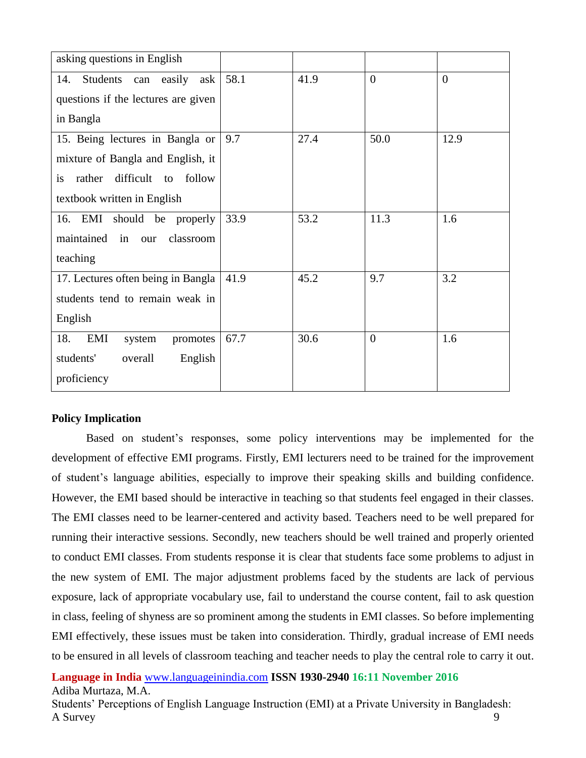| | | | | |
|---|---|---|---|---|
| asking questions in English | | | | |
| 14. Students can easily ask questions if the lectures are given in Bangla | 58.1 | 41.9 | 0 | 0 |
| 15. Being lectures in Bangla or mixture of Bangla and English, it is rather difficult to follow textbook written in English | 9.7 | 27.4 | 50.0 | 12.9 |
| 16. EMI should be properly maintained in our classroom teaching | 33.9 | 53.2 | 11.3 | 1.6 |
| 17. Lectures often being in Bangla students tend to remain weak in English | 41.9 | 45.2 | 9.7 | 3.2 |
| 18. EMI system promotes students' overall English proficiency | 67.7 | 30.6 | 0 | 1.6 |

**Policy Implication**

Based on student's responses, some policy interventions may be implemented for the development of effective EMI programs. Firstly, EMI lecturers need to be trained for the improvement of student's language abilities, especially to improve their speaking skills and building confidence. However, the EMI based should be interactive in teaching so that students feel engaged in their classes. The EMI classes need to be learner-centered and activity based. Teachers need to be well prepared for running their interactive sessions. Secondly, new teachers should be well trained and properly oriented to conduct EMI classes. From students response it is clear that students face some problems to adjust in the new system of EMI. The major adjustment problems faced by the students are lack of pervious exposure, lack of appropriate vocabulary use, fail to understand the course content, fail to ask question in class, feeling of shyness are so prominent among the students in EMI classes. So before implementing EMI effectively, these issues must be taken into consideration. Thirdly, gradual increase of EMI needs to be ensured in all levels of classroom teaching and teacher needs to play the central role to carry it out.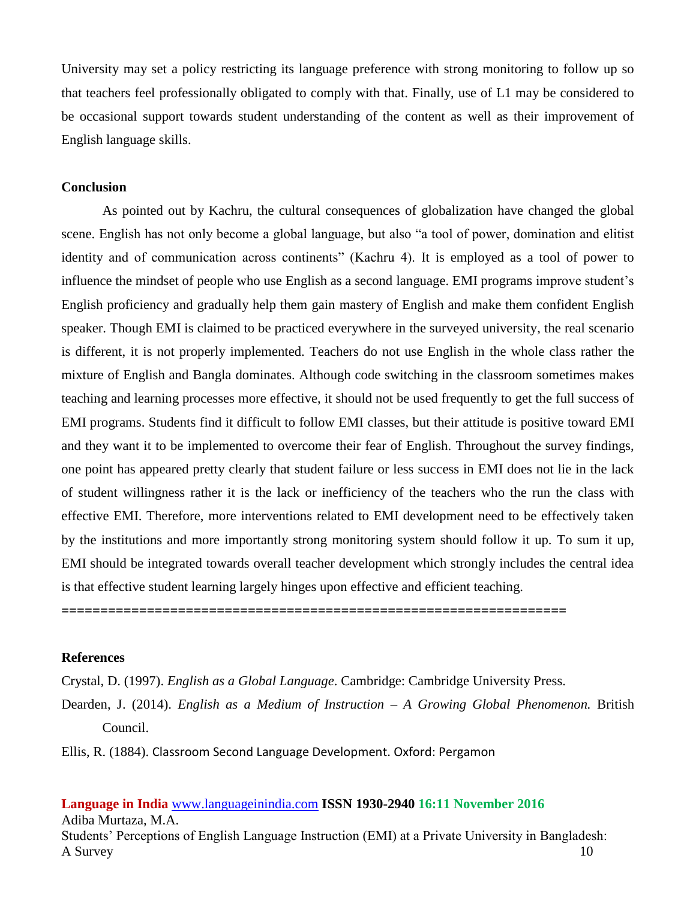University may set a policy restricting its language preference with strong monitoring to follow up so that teachers feel professionally obligated to comply with that. Finally, use of L1 may be considered to be occasional support towards student understanding of the content as well as their improvement of English language skills.

## Conclusion

As pointed out by Kachru, the cultural consequences of globalization have changed the global scene. English has not only become a global language, but also "a tool of power, domination and elitist identity and of communication across continents" (Kachru 4). It is employed as a tool of power to influence the mindset of people who use English as a second language. EMI programs improve student's English proficiency and gradually help them gain mastery of English and make them confident English speaker. Though EMI is claimed to be practiced everywhere in the surveyed university, the real scenario is different, it is not properly implemented. Teachers do not use English in the whole class rather the mixture of English and Bangla dominates. Although code switching in the classroom sometimes makes teaching and learning processes more effective, it should not be used frequently to get the full success of EMI programs. Students find it difficult to follow EMI classes, but their attitude is positive toward EMI and they want it to be implemented to overcome their fear of English. Throughout the survey findings, one point has appeared pretty clearly that student failure or less success in EMI does not lie in the lack of student willingness rather it is the lack or inefficiency of the teachers who the run the class with effective EMI. Therefore, more interventions related to EMI development need to be effectively taken by the institutions and more importantly strong monitoring system should follow it up. To sum it up, EMI should be integrated towards overall teacher development which strongly includes the central idea is that effective student learning largely hinges upon effective and efficient teaching.

=================================================================

## References

Crystal, D. (1997). *English as a Global Language*. Cambridge: Cambridge University Press.

Dearden, J. (2014). *English as a Medium of Instruction – A Growing Global Phenomenon.* British Council.

Ellis, R. (1884). Classroom Second Language Development. Oxford: Pergamon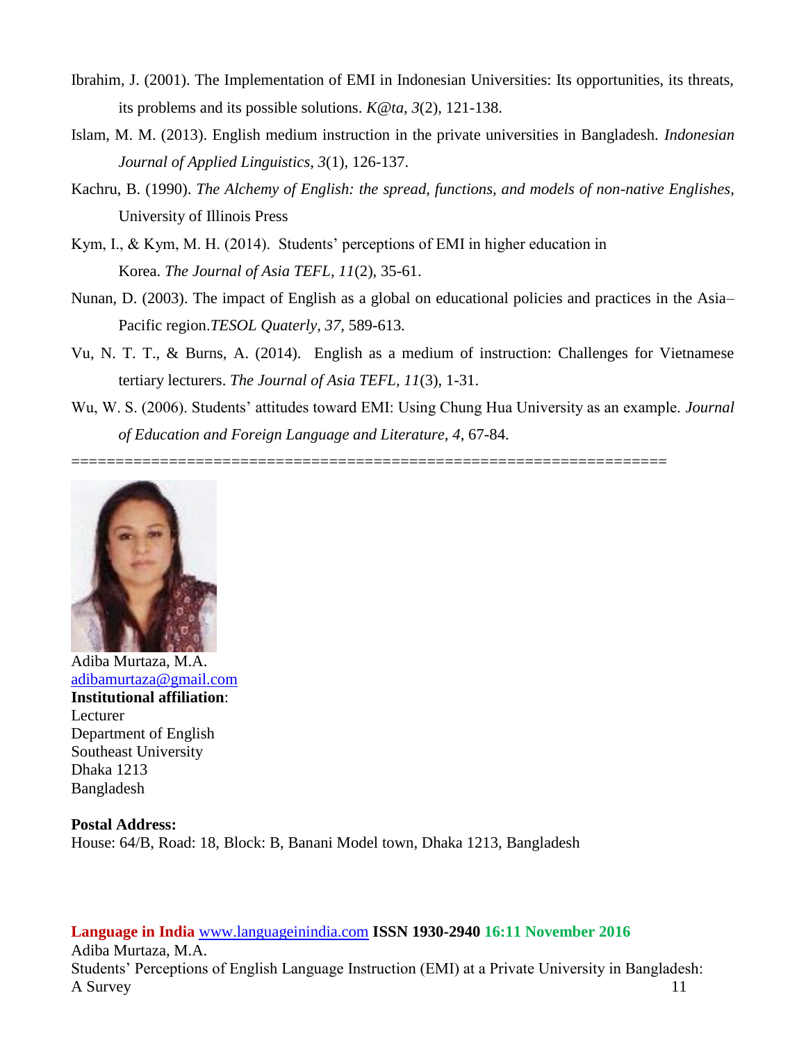Ibrahim, J. (2001). The Implementation of EMI in Indonesian Universities: Its opportunities, its threats, its problems and its possible solutions. *K@ta, 3*(2), 121-138.

Islam, M. M. (2013). English medium instruction in the private universities in Bangladesh. *Indonesian Journal of Applied Linguistics, 3*(1), 126-137.

Kachru, B. (1990). *The Alchemy of English: the spread, functions, and models of non-native Englishes*, University of Illinois Press

Kym, I., & Kym, M. H. (2014). Students' perceptions of EMI in higher education in Korea. *The Journal of Asia TEFL, 11*(2), 35-61.

Nunan, D. (2003). The impact of English as a global on educational policies and practices in the Asia–Pacific region.*TESOL Quaterly, 37,* 589-613.

Vu, N. T. T., & Burns, A. (2014). English as a medium of instruction: Challenges for Vietnamese tertiary lecturers. *The Journal of Asia TEFL, 11*(3), 1-31.

Wu, W. S. (2006). Students' attitudes toward EMI: Using Chung Hua University as an example. *Journal of Education and Foreign Language and Literature, 4*, 67-84.

=================================================================

Adiba Murtaza, M.A.
adibamurtaza@gmail.com
**Institutional affiliation**:
Lecturer
Department of English
Southeast University
Dhaka 1213
Bangladesh

**Postal Address:**
House: 64/B, Road: 18, Block: B, Banani Model town, Dhaka 1213, Bangladesh